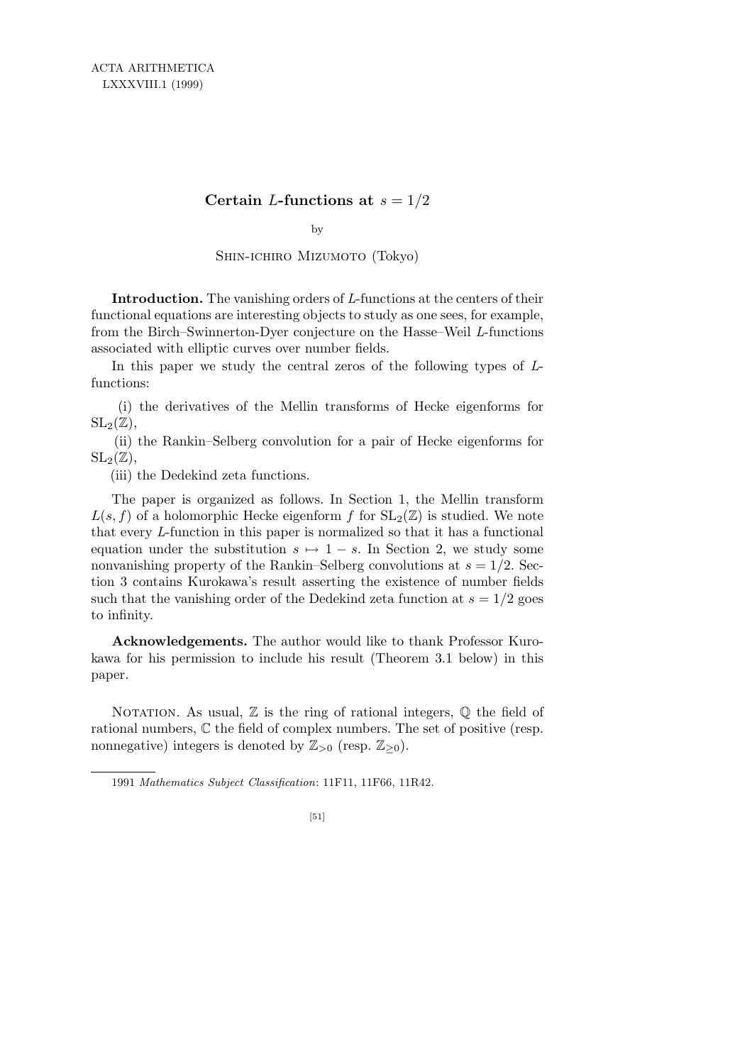# Certain $L$-functions at $s = 1/2$

by

Shin-ichiro Mizumoto (Tokyo)

**Introduction.** The vanishing orders of $L$-functions at the centers of their functional equations are interesting objects to study as one sees, for example, from the Birch–Swinnerton-Dyer conjecture on the Hasse–Weil $L$-functions associated with elliptic curves over number fields.

In this paper we study the central zeros of the following types of $L$-functions:

(i) the derivatives of the Mellin transforms of Hecke eigenforms for $\mathrm{SL}_2(\mathbb{Z})$,

(ii) the Rankin–Selberg convolution for a pair of Hecke eigenforms for $\mathrm{SL}_2(\mathbb{Z})$,

(iii) the Dedekind zeta functions.

The paper is organized as follows. In Section 1, the Mellin transform $L(s, f)$ of a holomorphic Hecke eigenform $f$ for $\mathrm{SL}_2(\mathbb{Z})$ is studied. We note that every $L$-function in this paper is normalized so that it has a functional equation under the substitution $s \mapsto 1 - s$. In Section 2, we study some nonvanishing property of the Rankin–Selberg convolutions at $s = 1/2$. Section 3 contains Kurokawa's result asserting the existence of number fields such that the vanishing order of the Dedekind zeta function at $s = 1/2$ goes to infinity.

**Acknowledgements.** The author would like to thank Professor Kurokawa for his permission to include his result (Theorem 3.1 below) in this paper.

Notation. As usual, $\mathbb{Z}$ is the ring of rational integers, $\mathbb{Q}$ the field of rational numbers, $\mathbb{C}$ the field of complex numbers. The set of positive (resp. nonnegative) integers is denoted by $\mathbb{Z}_{>0}$ (resp. $\mathbb{Z}_{\geq 0}$).

---

1991 *Mathematics Subject Classification*: 11F11, 11F66, 11R42.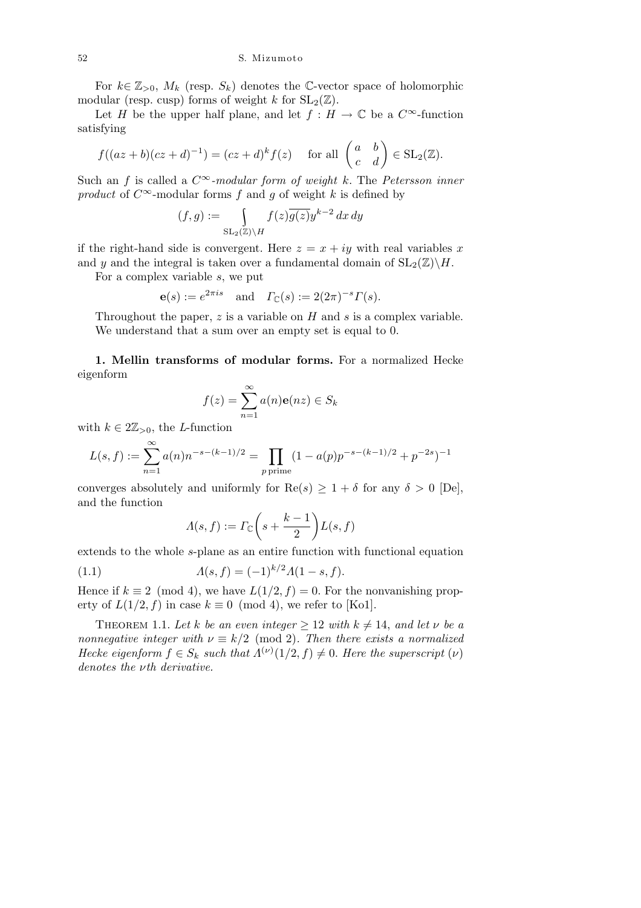For $k \in \mathbb{Z}_{>0}$, $M_k$ (resp. $S_k$) denotes the $\mathbb{C}$-vector space of holomorphic modular (resp. cusp) forms of weight $k$ for $\mathrm{SL}_2(\mathbb{Z})$.

Let $H$ be the upper half plane, and let $f : H \to \mathbb{C}$ be a $C^\infty$-function satisfying

$$f((az+b)(cz+d)^{-1}) = (cz+d)^k f(z) \quad \text{for all } \begin{pmatrix} a & b \\ c & d \end{pmatrix} \in \mathrm{SL}_2(\mathbb{Z}).$$

Such an $f$ is called a *$C^\infty$-modular form of weight $k$*. The *Petersson inner product* of $C^\infty$-modular forms $f$ and $g$ of weight $k$ is defined by

$$(f,g) := \int_{\mathrm{SL}_2(\mathbb{Z})\backslash H} f(z)\overline{g(z)} y^{k-2}\, dx\, dy$$

if the right-hand side is convergent. Here $z = x + iy$ with real variables $x$ and $y$ and the integral is taken over a fundamental domain of $\mathrm{SL}_2(\mathbb{Z})\backslash H$.

For a complex variable $s$, we put

$$\mathbf{e}(s) := e^{2\pi i s} \quad \text{and} \quad \Gamma_{\mathbb{C}}(s) := 2(2\pi)^{-s}\Gamma(s).$$

Throughout the paper, $z$ is a variable on $H$ and $s$ is a complex variable. We understand that a sum over an empty set is equal to 0.

**1. Mellin transforms of modular forms.** For a normalized Hecke eigenform

$$f(z) = \sum_{n=1}^{\infty} a(n)\mathbf{e}(nz) \in S_k$$

with $k \in 2\mathbb{Z}_{>0}$, the $L$-function

$$L(s,f) := \sum_{n=1}^{\infty} a(n) n^{-s-(k-1)/2} = \prod_{p \text{ prime}} (1 - a(p)p^{-s-(k-1)/2} + p^{-2s})^{-1}$$

converges absolutely and uniformly for $\mathrm{Re}(s) \geq 1 + \delta$ for any $\delta > 0$ [De], and the function

$$\Lambda(s,f) := \Gamma_{\mathbb{C}}\left(s + \frac{k-1}{2}\right) L(s,f)$$

extends to the whole $s$-plane as an entire function with functional equation

$$\Lambda(s,f) = (-1)^{k/2}\Lambda(1-s,f). \tag{1.1}$$

Hence if $k \equiv 2 \pmod 4$, we have $L(1/2,f) = 0$. For the nonvanishing property of $L(1/2,f)$ in case $k \equiv 0 \pmod 4$, we refer to [Ko1].

**Theorem 1.1.** *Let $k$ be an even integer $\geq 12$ with $k \neq 14$, and let $\nu$ be a nonnegative integer with $\nu \equiv k/2 \pmod 2$. Then there exists a normalized Hecke eigenform $f \in S_k$ such that $\Lambda^{(\nu)}(1/2,f) \neq 0$. Here the superscript $(\nu)$ denotes the $\nu$th derivative.*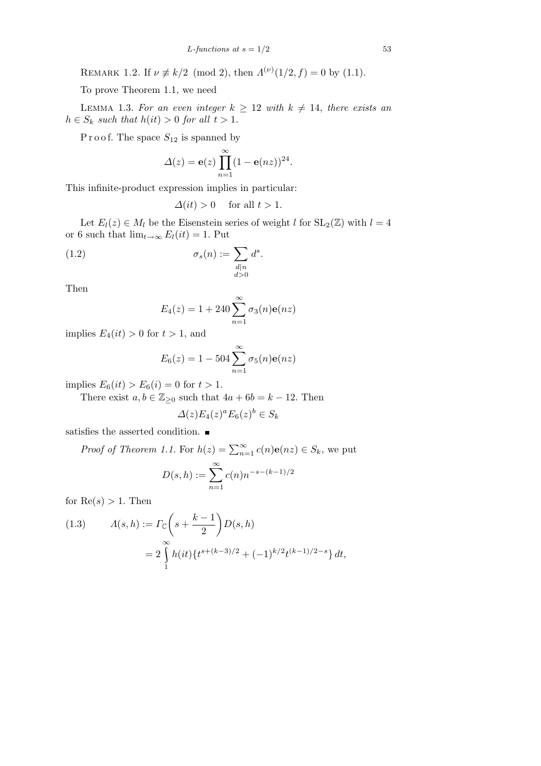Remark 1.2. If $\nu \not\equiv k/2 \pmod 2$, then $\Lambda^{(\nu)}(1/2, f) = 0$ by (1.1).

To prove Theorem 1.1, we need

Lemma 1.3. *For an even integer $k \geq 12$ with $k \neq 14$, there exists an $h \in S_k$ such that $h(it) > 0$ for all $t > 1$.*

Proof. The space $S_{12}$ is spanned by

$$\Delta(z) = \mathbf{e}(z) \prod_{n=1}^{\infty} (1 - \mathbf{e}(nz))^{24}.$$

This infinite-product expression implies in particular:

$$\Delta(it) > 0 \quad \text{for all } t > 1.$$

Let $E_l(z) \in M_l$ be the Eisenstein series of weight $l$ for $\mathrm{SL}_2(\mathbb{Z})$ with $l = 4$ or $6$ such that $\lim_{t \to \infty} E_l(it) = 1$. Put

$$\sigma_s(n) := \sum_{\substack{d \mid n \\ d > 0}} d^s. \tag{1.2}$$

Then

$$E_4(z) = 1 + 240 \sum_{n=1}^{\infty} \sigma_3(n) \mathbf{e}(nz)$$

implies $E_4(it) > 0$ for $t > 1$, and

$$E_6(z) = 1 - 504 \sum_{n=1}^{\infty} \sigma_5(n) \mathbf{e}(nz)$$

implies $E_6(it) > E_6(i) = 0$ for $t > 1$.

There exist $a, b \in \mathbb{Z}_{\geq 0}$ such that $4a + 6b = k - 12$. Then

$$\Delta(z) E_4(z)^a E_6(z)^b \in S_k$$

satisfies the asserted condition. ∎

*Proof of Theorem 1.1.* For $h(z) = \sum_{n=1}^{\infty} c(n) \mathbf{e}(nz) \in S_k$, we put

$$D(s, h) := \sum_{n=1}^{\infty} c(n) n^{-s-(k-1)/2}$$

for $\mathrm{Re}(s) > 1$. Then

$$\begin{aligned} \Lambda(s, h) &:= \Gamma_{\mathbb{C}}\left(s + \frac{k-1}{2}\right) D(s, h) \\ &= 2 \int_1^{\infty} h(it) \{ t^{s+(k-3)/2} + (-1)^{k/2} t^{(k-1)/2-s} \} \, dt, \end{aligned} \tag{1.3}$$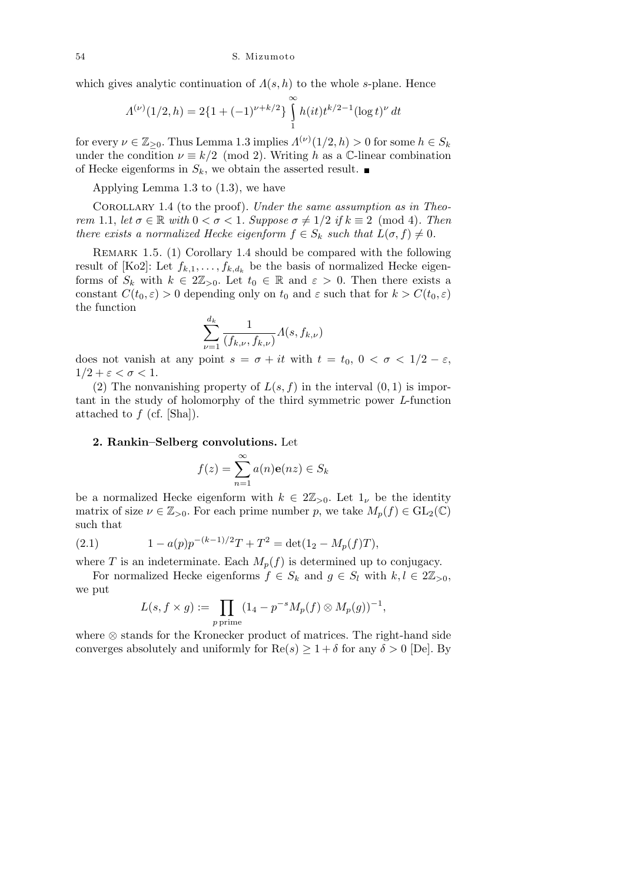which gives analytic continuation of $\Lambda(s,h)$ to the whole $s$-plane. Hence

$$\Lambda^{(\nu)}(1/2,h) = 2\{1+(-1)^{\nu+k/2}\}\int_1^\infty h(it)t^{k/2-1}(\log t)^\nu\, dt$$

for every $\nu \in \mathbb{Z}_{\geq 0}$. Thus Lemma 1.3 implies $\Lambda^{(\nu)}(1/2,h) > 0$ for some $h \in S_k$ under the condition $\nu \equiv k/2 \pmod 2$. Writing $h$ as a $\mathbb{C}$-linear combination of Hecke eigenforms in $S_k$, we obtain the asserted result. ∎

Applying Lemma 1.3 to (1.3), we have

Corollary 1.4 (to the proof). *Under the same assumption as in Theorem* 1.1, *let* $\sigma \in \mathbb{R}$ *with* $0 < \sigma < 1$. *Suppose* $\sigma \neq 1/2$ *if* $k \equiv 2 \pmod 4$. *Then there exists a normalized Hecke eigenform* $f \in S_k$ *such that* $L(\sigma, f) \neq 0$.

Remark 1.5. (1) Corollary 1.4 should be compared with the following result of [Ko2]: Let $f_{k,1}, \ldots, f_{k,d_k}$ be the basis of normalized Hecke eigenforms of $S_k$ with $k \in 2\mathbb{Z}_{>0}$. Let $t_0 \in \mathbb{R}$ and $\varepsilon > 0$. Then there exists a constant $C(t_0, \varepsilon) > 0$ depending only on $t_0$ and $\varepsilon$ such that for $k > C(t_0, \varepsilon)$ the function

$$\sum_{\nu=1}^{d_k} \frac{1}{(f_{k,\nu}, f_{k,\nu})}\Lambda(s, f_{k,\nu})$$

does not vanish at any point $s = \sigma + it$ with $t = t_0$, $0 < \sigma < 1/2 - \varepsilon$, $1/2 + \varepsilon < \sigma < 1$.

(2) The nonvanishing property of $L(s,f)$ in the interval $(0,1)$ is important in the study of holomorphy of the third symmetric power $L$-function attached to $f$ (cf. [Sha]).

## 2. Rankin–Selberg convolutions.

Let

$$f(z) = \sum_{n=1}^\infty a(n)\mathbf{e}(nz) \in S_k$$

be a normalized Hecke eigenform with $k \in 2\mathbb{Z}_{>0}$. Let $1_\nu$ be the identity matrix of size $\nu \in \mathbb{Z}_{>0}$. For each prime number $p$, we take $M_p(f) \in \mathrm{GL}_2(\mathbb{C})$ such that

$$1 - a(p)p^{-(k-1)/2}T + T^2 = \det(1_2 - M_p(f)T), \tag{2.1}$$

where $T$ is an indeterminate. Each $M_p(f)$ is determined up to conjugacy.

For normalized Hecke eigenforms $f \in S_k$ and $g \in S_l$ with $k, l \in 2\mathbb{Z}_{>0}$, we put

$$L(s, f \times g) := \prod_{p \text{ prime}} (1_4 - p^{-s}M_p(f) \otimes M_p(g))^{-1},$$

where $\otimes$ stands for the Kronecker product of matrices. The right-hand side converges absolutely and uniformly for $\mathrm{Re}(s) \geq 1 + \delta$ for any $\delta > 0$ [De]. By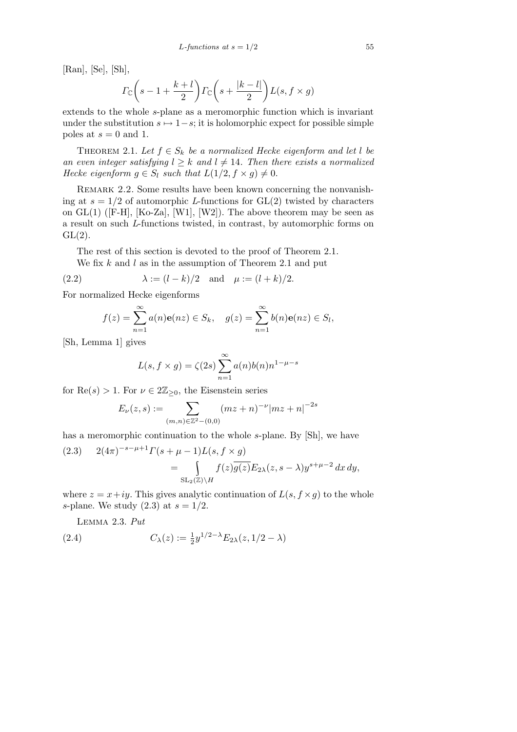[Ran], [Se], [Sh],

$$\Gamma_{\mathbb{C}}\left(s-1+\frac{k+l}{2}\right)\Gamma_{\mathbb{C}}\left(s+\frac{|k-l|}{2}\right)L(s,f\times g)$$

extends to the whole $s$-plane as a meromorphic function which is invariant under the substitution $s\mapsto 1-s$; it is holomorphic expect for possible simple poles at $s=0$ and 1.

THEOREM 2.1. *Let $f\in S_k$ be a normalized Hecke eigenform and let $l$ be an even integer satisfying $l\geq k$ and $l\neq 14$. Then there exists a normalized Hecke eigenform $g\in S_l$ such that $L(1/2,f\times g)\neq 0$.*

REMARK 2.2. Some results have been known concerning the nonvanishing at $s=1/2$ of automorphic $L$-functions for $\mathrm{GL}(2)$ twisted by characters on $\mathrm{GL}(1)$ ([F-H], [Ko-Za], [W1], [W2]). The above theorem may be seen as a result on such $L$-functions twisted, in contrast, by automorphic forms on $\mathrm{GL}(2)$.

The rest of this section is devoted to the proof of Theorem 2.1.

We fix $k$ and $l$ as in the assumption of Theorem 2.1 and put

$$\lambda:=(l-k)/2\quad\text{and}\quad \mu:=(l+k)/2. \tag{2.2}$$

For normalized Hecke eigenforms

$$f(z)=\sum_{n=1}^{\infty}a(n)\mathbf{e}(nz)\in S_k,\quad g(z)=\sum_{n=1}^{\infty}b(n)\mathbf{e}(nz)\in S_l,$$

[Sh, Lemma 1] gives

$$L(s,f\times g)=\zeta(2s)\sum_{n=1}^{\infty}a(n)b(n)n^{1-\mu-s}$$

for $\mathrm{Re}(s)>1$. For $\nu\in 2\mathbb{Z}_{\geq 0}$, the Eisenstein series

$$E_\nu(z,s):=\sum_{(m,n)\in\mathbb{Z}^2-(0,0)}(mz+n)^{-\nu}|mz+n|^{-2s}$$

has a meromorphic continuation to the whole $s$-plane. By [Sh], we have

$$2(4\pi)^{-s-\mu+1}\Gamma(s+\mu-1)L(s,f\times g)=\int\limits_{\mathrm{SL}_2(\mathbb{Z})\backslash H}f(z)\overline{g(z)}E_{2\lambda}(z,s-\lambda)y^{s+\mu-2}\,dx\,dy, \tag{2.3}$$

where $z=x+iy$. This gives analytic continuation of $L(s,f\times g)$ to the whole $s$-plane. We study (2.3) at $s=1/2$.

LEMMA 2.3. *Put*

$$C_\lambda(z):=\tfrac{1}{2}y^{1/2-\lambda}E_{2\lambda}(z,1/2-\lambda) \tag{2.4}$$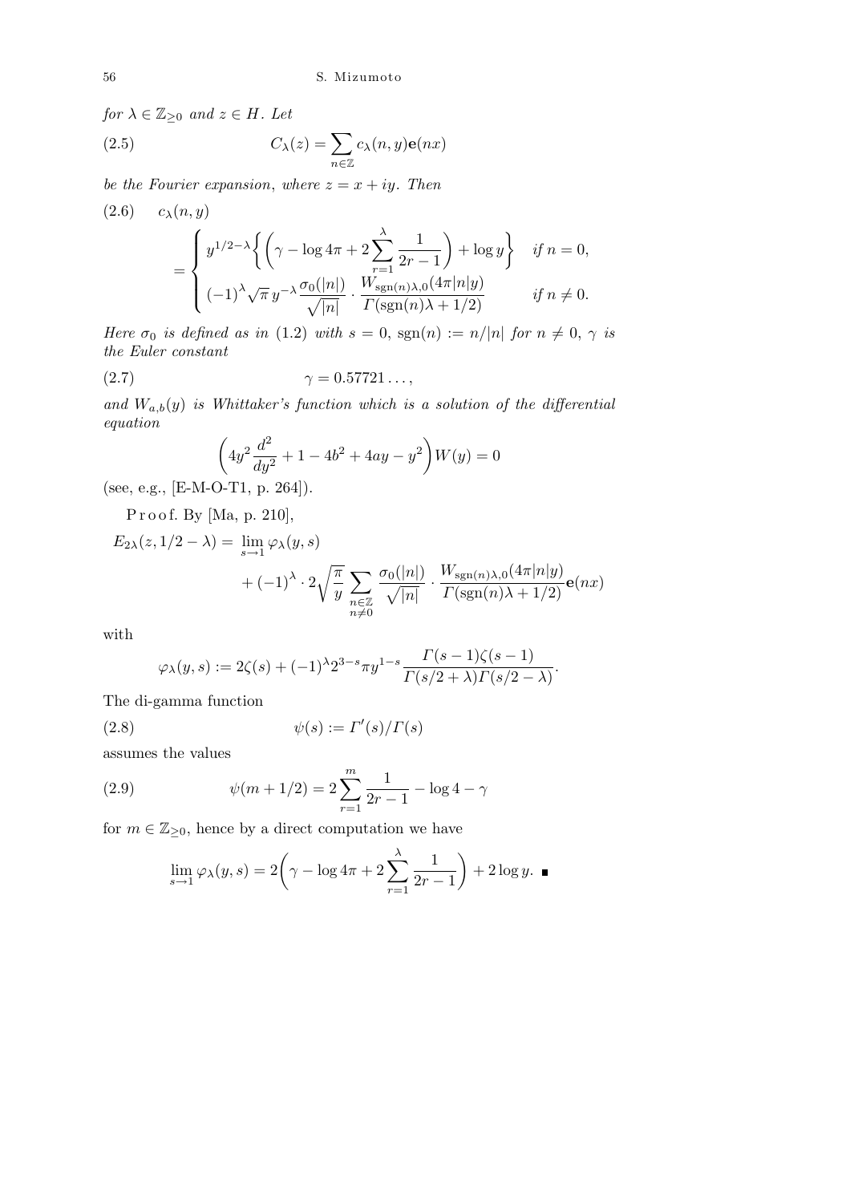*for* $\lambda \in \mathbb{Z}_{\geq 0}$ *and* $z \in H$. *Let*

$$C_\lambda(z) = \sum_{n\in\mathbb{Z}} c_\lambda(n, y)\mathbf{e}(nx) \tag{2.5}$$

*be the Fourier expansion*, *where* $z = x + iy$. *Then*

$$c_\lambda(n, y) = \begin{cases} y^{1/2-\lambda}\left\{\left(\gamma - \log 4\pi + 2\sum_{r=1}^{\lambda}\frac{1}{2r-1}\right) + \log y\right\} & \text{if } n = 0, \\ (-1)^\lambda\sqrt{\pi}\, y^{-\lambda}\dfrac{\sigma_0(|n|)}{\sqrt{|n|}}\cdot\dfrac{W_{\operatorname{sgn}(n)\lambda,0}(4\pi|n|y)}{\Gamma(\operatorname{sgn}(n)\lambda + 1/2)} & \text{if } n \neq 0. \end{cases} \tag{2.6}$$

*Here* $\sigma_0$ *is defined as in* (1.2) *with* $s = 0$, $\operatorname{sgn}(n) := n/|n|$ *for* $n \neq 0$, $\gamma$ *is the Euler constant*

$$\gamma = 0.57721\ldots, \tag{2.7}$$

*and* $W_{a,b}(y)$ *is Whittaker's function which is a solution of the differential equation*

$$\left(4y^2\frac{d^2}{dy^2} + 1 - 4b^2 + 4ay - y^2\right)W(y) = 0$$

(see, e.g., [E-M-O-T1, p. 264]).

Proof. By [Ma, p. 210],

$$E_{2\lambda}(z, 1/2 - \lambda) = \lim_{s\to 1}\varphi_\lambda(y, s) + (-1)^\lambda\cdot 2\sqrt{\frac{\pi}{y}}\sum_{\substack{n\in\mathbb{Z}\\ n\neq 0}}\frac{\sigma_0(|n|)}{\sqrt{|n|}}\cdot\frac{W_{\operatorname{sgn}(n)\lambda,0}(4\pi|n|y)}{\Gamma(\operatorname{sgn}(n)\lambda + 1/2)}\mathbf{e}(nx)$$

with

$$\varphi_\lambda(y, s) := 2\zeta(s) + (-1)^\lambda 2^{3-s}\pi y^{1-s}\frac{\Gamma(s-1)\zeta(s-1)}{\Gamma(s/2+\lambda)\Gamma(s/2-\lambda)}.$$

The di-gamma function

$$\psi(s) := \Gamma'(s)/\Gamma(s) \tag{2.8}$$

assumes the values

$$\psi(m + 1/2) = 2\sum_{r=1}^{m}\frac{1}{2r-1} - \log 4 - \gamma \tag{2.9}$$

for $m \in \mathbb{Z}_{\geq 0}$, hence by a direct computation we have

$$\lim_{s\to 1}\varphi_\lambda(y, s) = 2\left(\gamma - \log 4\pi + 2\sum_{r=1}^{\lambda}\frac{1}{2r-1}\right) + 2\log y. \ \blacksquare$$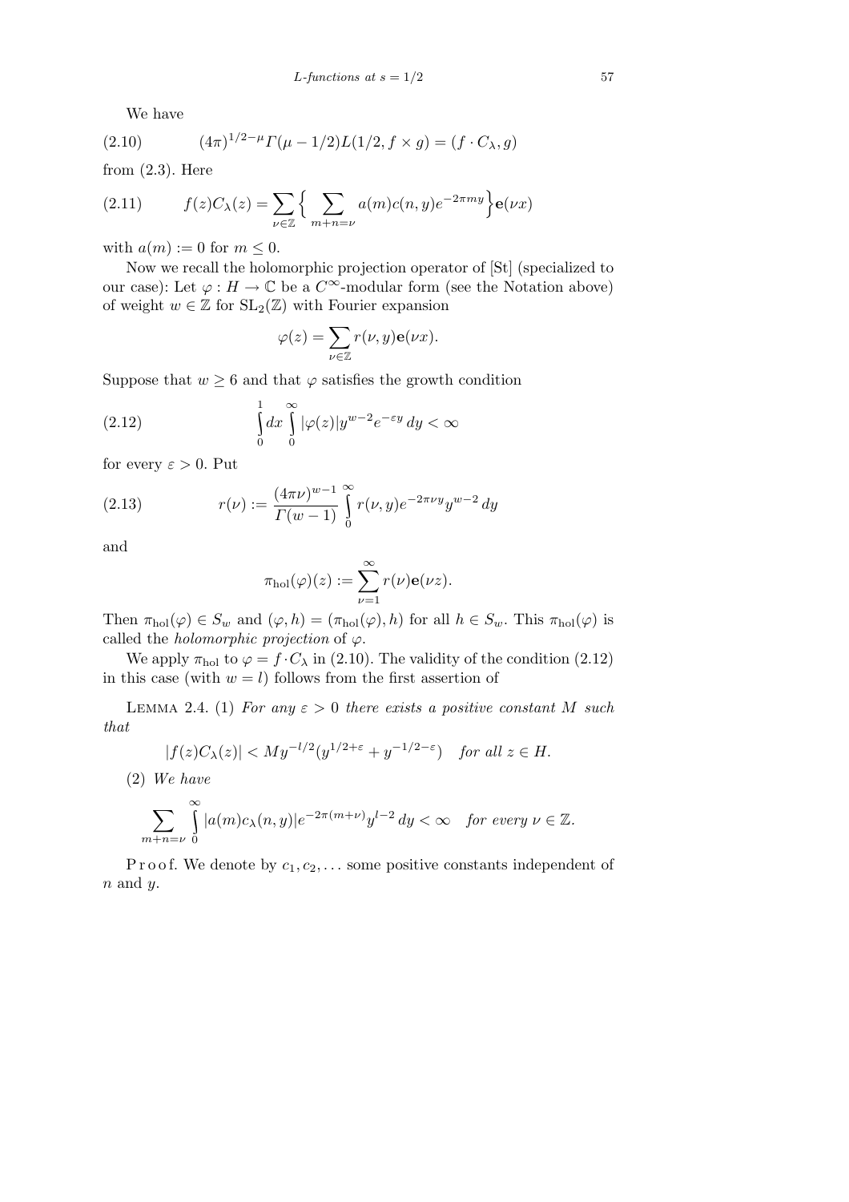We have

$$(2.10)\qquad (4\pi)^{1/2-\mu}\Gamma(\mu-1/2)L(1/2,f\times g)=(f\cdot C_\lambda,g)$$

from (2.3). Here

$$(2.11)\qquad f(z)C_\lambda(z)=\sum_{\nu\in\mathbb{Z}}\Big\{\sum_{m+n=\nu}a(m)c(n,y)e^{-2\pi my}\Big\}\mathbf{e}(\nu x)$$

with $a(m):=0$ for $m\le 0$.

Now we recall the holomorphic projection operator of [St] (specialized to our case): Let $\varphi:H\to\mathbb{C}$ be a $C^\infty$-modular form (see the Notation above) of weight $w\in\mathbb{Z}$ for $\mathrm{SL}_2(\mathbb{Z})$ with Fourier expansion

$$\varphi(z)=\sum_{\nu\in\mathbb{Z}}r(\nu,y)\mathbf{e}(\nu x).$$

Suppose that $w\ge 6$ and that $\varphi$ satisfies the growth condition

$$(2.12)\qquad \int_0^1 dx\int_0^\infty|\varphi(z)|y^{w-2}e^{-\varepsilon y}\,dy<\infty$$

for every $\varepsilon>0$. Put

$$(2.13)\qquad r(\nu):=\frac{(4\pi\nu)^{w-1}}{\Gamma(w-1)}\int_0^\infty r(\nu,y)e^{-2\pi\nu y}y^{w-2}\,dy$$

and

$$\pi_{\mathrm{hol}}(\varphi)(z):=\sum_{\nu=1}^\infty r(\nu)\mathbf{e}(\nu z).$$

Then $\pi_{\mathrm{hol}}(\varphi)\in S_w$ and $(\varphi,h)=(\pi_{\mathrm{hol}}(\varphi),h)$ for all $h\in S_w$. This $\pi_{\mathrm{hol}}(\varphi)$ is called the *holomorphic projection* of $\varphi$.

We apply $\pi_{\mathrm{hol}}$ to $\varphi=f\cdot C_\lambda$ in (2.10). The validity of the condition (2.12) in this case (with $w=l$) follows from the first assertion of

LEMMA 2.4. (1) *For any $\varepsilon>0$ there exists a positive constant $M$ such that*

$$|f(z)C_\lambda(z)|<My^{-l/2}(y^{1/2+\varepsilon}+y^{-1/2-\varepsilon})\quad \textit{for all } z\in H.$$

(2) *We have*

$$\sum_{m+n=\nu}\int_0^\infty|a(m)c_\lambda(n,y)|e^{-2\pi(m+\nu)}y^{l-2}\,dy<\infty\quad \textit{for every } \nu\in\mathbb{Z}.$$

Proof. We denote by $c_1,c_2,\ldots$ some positive constants independent of $n$ and $y$.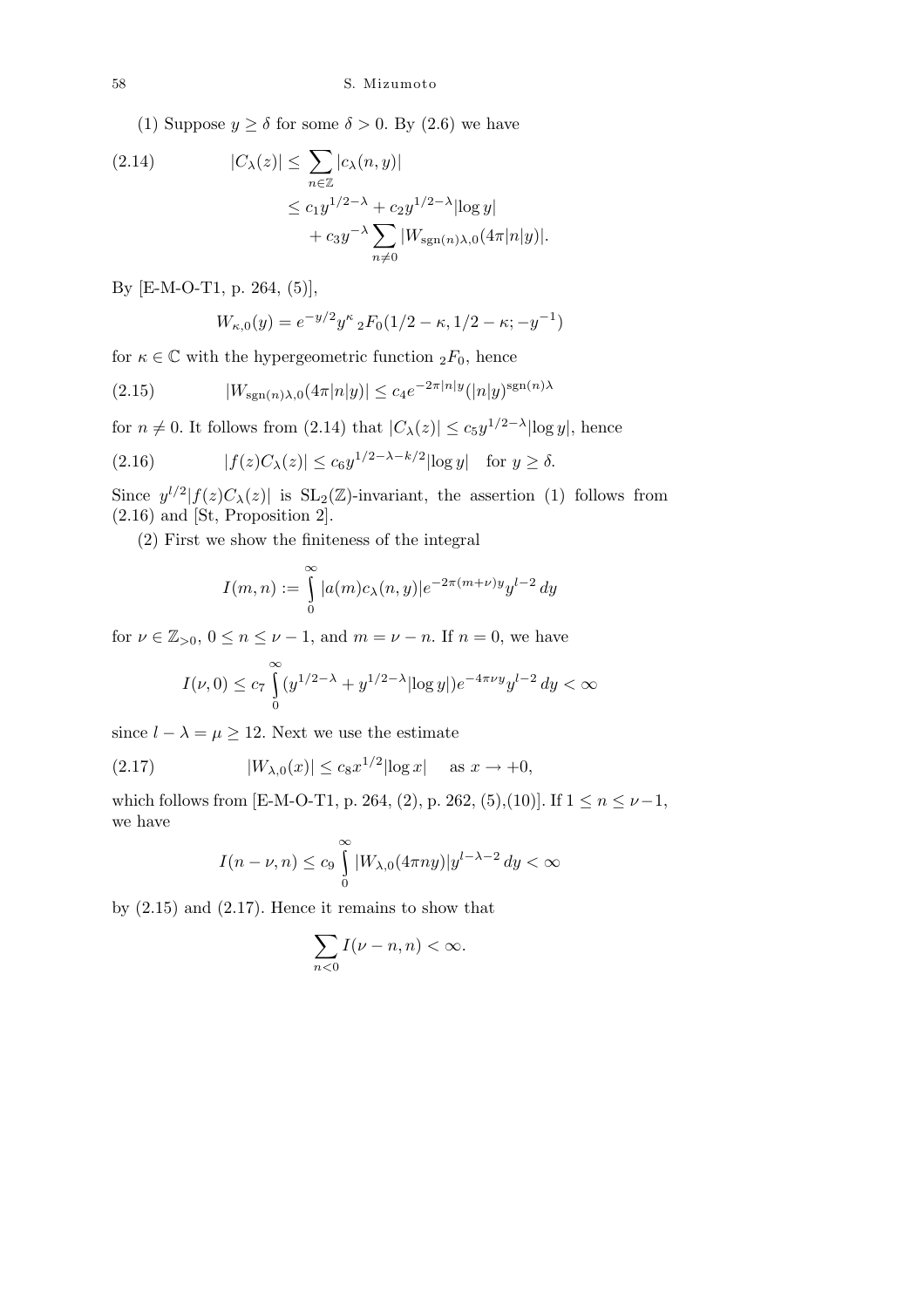(1) Suppose $y \ge \delta$ for some $\delta > 0$. By (2.6) we have

$$
\begin{aligned}
(2.14)\qquad |C_\lambda(z)| &\le \sum_{n\in\mathbb{Z}} |c_\lambda(n,y)| \\
&\le c_1 y^{1/2-\lambda} + c_2 y^{1/2-\lambda}|\log y| \\
&\quad + c_3 y^{-\lambda} \sum_{n\ne 0} |W_{\mathrm{sgn}(n)\lambda,0}(4\pi|n|y)|.
\end{aligned}
$$

By [E-M-O-T1, p. 264, (5)],

$$
W_{\kappa,0}(y) = e^{-y/2} y^{\kappa}\, {}_2F_0(1/2-\kappa, 1/2-\kappa; -y^{-1})
$$

for $\kappa \in \mathbb{C}$ with the hypergeometric function ${}_2F_0$, hence

$$
(2.15)\qquad |W_{\mathrm{sgn}(n)\lambda,0}(4\pi|n|y)| \le c_4 e^{-2\pi|n|y}(|n|y)^{\mathrm{sgn}(n)\lambda}
$$

for $n \ne 0$. It follows from (2.14) that $|C_\lambda(z)| \le c_5 y^{1/2-\lambda}|\log y|$, hence

$$
(2.16)\qquad |f(z)C_\lambda(z)| \le c_6 y^{1/2-\lambda-k/2}|\log y| \quad \text{for } y \ge \delta.
$$

Since $y^{l/2}|f(z)C_\lambda(z)|$ is $\mathrm{SL}_2(\mathbb{Z})$-invariant, the assertion (1) follows from (2.16) and [St, Proposition 2].

(2) First we show the finiteness of the integral

$$
I(m,n) := \int_0^\infty |a(m)c_\lambda(n,y)| e^{-2\pi(m+\nu)y} y^{l-2}\, dy
$$

for $\nu \in \mathbb{Z}_{>0}$, $0 \le n \le \nu - 1$, and $m = \nu - n$. If $n = 0$, we have

$$
I(\nu,0) \le c_7 \int_0^\infty (y^{1/2-\lambda} + y^{1/2-\lambda}|\log y|) e^{-4\pi\nu y} y^{l-2}\, dy < \infty
$$

since $l - \lambda = \mu \ge 12$. Next we use the estimate

$$
(2.17)\qquad |W_{\lambda,0}(x)| \le c_8 x^{1/2}|\log x| \quad \text{as } x \to +0,
$$

which follows from [E-M-O-T1, p. 264, (2), p. 262, (5),(10)]. If $1 \le n \le \nu-1$, we have

$$
I(n-\nu,n) \le c_9 \int_0^\infty |W_{\lambda,0}(4\pi n y)| y^{l-\lambda-2}\, dy < \infty
$$

by (2.15) and (2.17). Hence it remains to show that

$$
\sum_{n<0} I(\nu-n,n) < \infty.
$$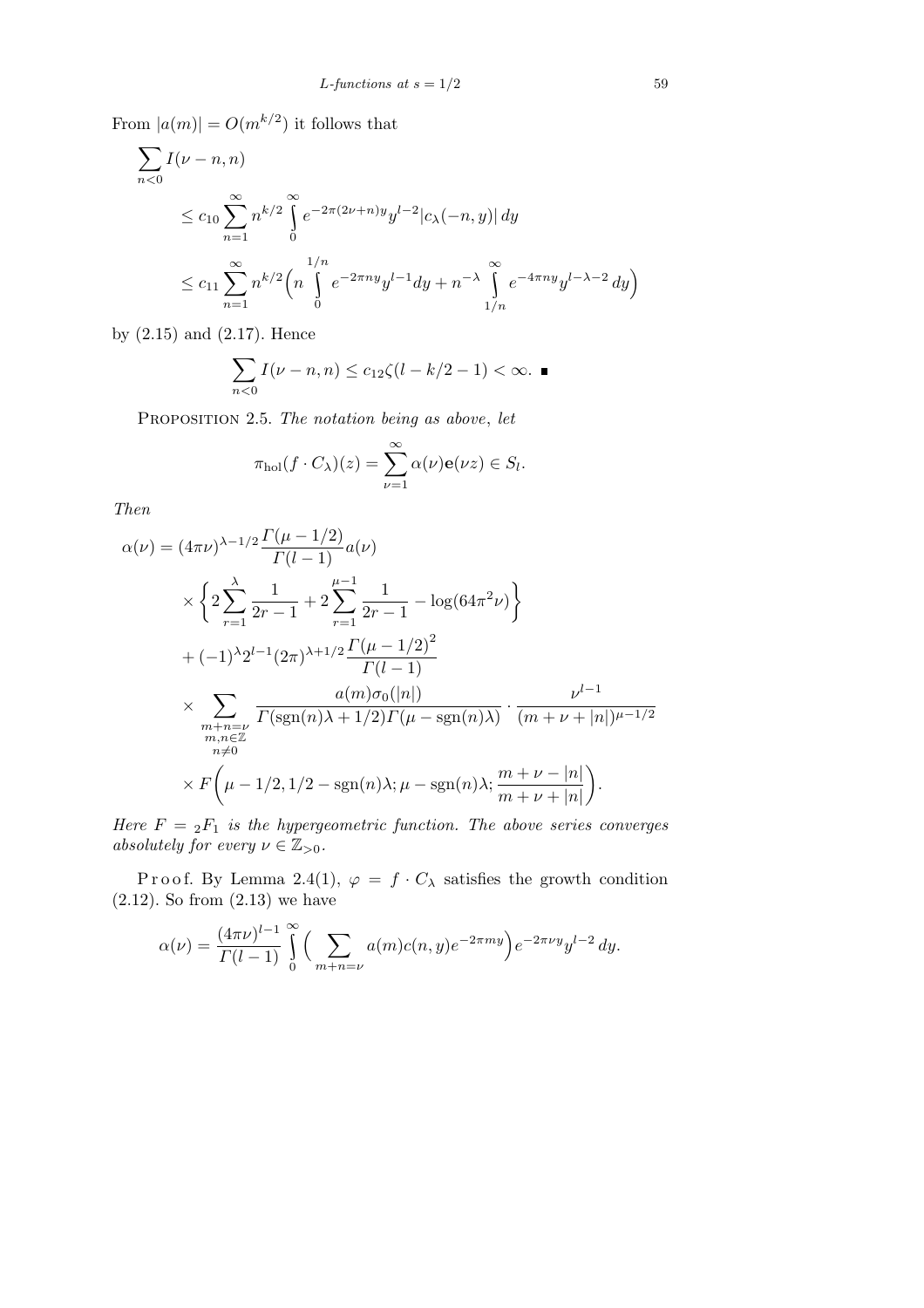From $|a(m)| = O(m^{k/2})$ it follows that

$$\begin{aligned}
\sum_{n<0} & I(\nu - n, n) \\
&\le c_{10} \sum_{n=1}^{\infty} n^{k/2} \int_0^{\infty} e^{-2\pi(2\nu+n)y} y^{l-2} |c_\lambda(-n, y)|\, dy \\
&\le c_{11} \sum_{n=1}^{\infty} n^{k/2} \Big( n \int_0^{1/n} e^{-2\pi n y} y^{l-1} dy + n^{-\lambda} \int_{1/n}^{\infty} e^{-4\pi n y} y^{l-\lambda-2}\, dy \Big)
\end{aligned}$$

by (2.15) and (2.17). Hence

$$\sum_{n<0} I(\nu - n, n) \le c_{12} \zeta(l - k/2 - 1) < \infty. \ \blacksquare$$

Proposition 2.5. *The notation being as above, let*

$$\pi_{\mathrm{hol}}(f \cdot C_\lambda)(z) = \sum_{\nu=1}^{\infty} \alpha(\nu) \mathbf{e}(\nu z) \in S_l.$$

*Then*

$$\begin{aligned}
\alpha(\nu) &= (4\pi\nu)^{\lambda - 1/2} \frac{\Gamma(\mu - 1/2)}{\Gamma(l-1)} a(\nu) \\
&\quad \times \left\{ 2 \sum_{r=1}^{\lambda} \frac{1}{2r-1} + 2 \sum_{r=1}^{\mu-1} \frac{1}{2r-1} - \log(64\pi^2 \nu) \right\} \\
&\quad + (-1)^\lambda 2^{l-1} (2\pi)^{\lambda + 1/2} \frac{\Gamma(\mu - 1/2)^2}{\Gamma(l-1)} \\
&\quad \times \sum_{\substack{m+n=\nu \\ m,n \in \mathbb{Z} \\ n \neq 0}} \frac{a(m)\sigma_0(|n|)}{\Gamma(\mathrm{sgn}(n)\lambda + 1/2)\Gamma(\mu - \mathrm{sgn}(n)\lambda)} \cdot \frac{\nu^{l-1}}{(m + \nu + |n|)^{\mu - 1/2}} \\
&\quad \times F\bigg( \mu - 1/2, 1/2 - \mathrm{sgn}(n)\lambda; \mu - \mathrm{sgn}(n)\lambda; \frac{m + \nu - |n|}{m + \nu + |n|} \bigg).
\end{aligned}$$

*Here $F = {}_2F_1$ is the hypergeometric function. The above series converges absolutely for every $\nu \in \mathbb{Z}_{>0}$.*

Proof. By Lemma 2.4(1), $\varphi = f \cdot C_\lambda$ satisfies the growth condition (2.12). So from (2.13) we have

$$\alpha(\nu) = \frac{(4\pi\nu)^{l-1}}{\Gamma(l-1)} \int_0^{\infty} \Big( \sum_{m+n=\nu} a(m) c(n, y) e^{-2\pi m y} \Big) e^{-2\pi\nu y} y^{l-2}\, dy.$$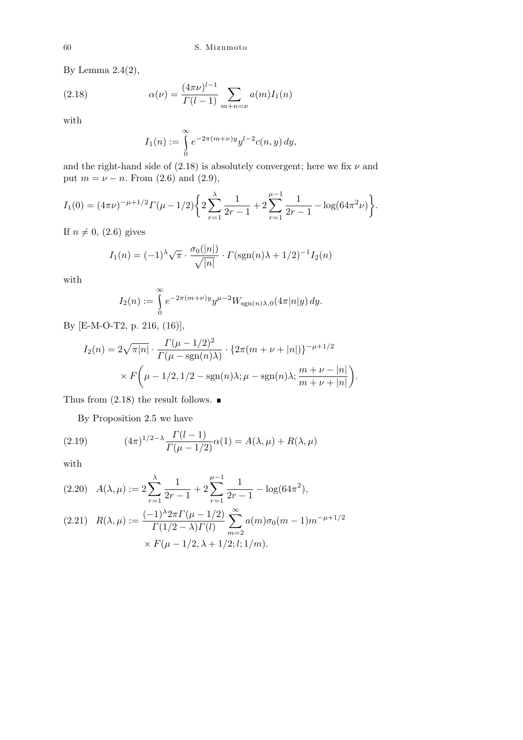By Lemma 2.4(2),

$$\alpha(\nu)=\frac{(4\pi\nu)^{l-1}}{\Gamma(l-1)}\sum_{m+n=\nu}a(m)I_1(n) \tag{2.18}$$

with

$$I_1(n):=\int_0^\infty e^{-2\pi(m+\nu)y}y^{l-2}c(n,y)\,dy,$$

and the right-hand side of (2.18) is absolutely convergent; here we fix $\nu$ and put $m=\nu-n$. From (2.6) and (2.9),

$$I_1(0)=(4\pi\nu)^{-\mu+1/2}\Gamma(\mu-1/2)\biggl\{2\sum_{r=1}^{\lambda}\frac{1}{2r-1}+2\sum_{r=1}^{\mu-1}\frac{1}{2r-1}-\log(64\pi^2\nu)\biggr\}.$$

If $n\neq 0$, (2.6) gives

$$I_1(n)=(-1)^\lambda\sqrt{\pi}\cdot\frac{\sigma_0(|n|)}{\sqrt{|n|}}\cdot\Gamma(\operatorname{sgn}(n)\lambda+1/2)^{-1}I_2(n)$$

with

$$I_2(n):=\int_0^\infty e^{-2\pi(m+\nu)y}y^{\mu-2}W_{\operatorname{sgn}(n)\lambda,0}(4\pi|n|y)\,dy.$$

By [E-M-O-T2, p. 216, (16)],

$$I_2(n)=2\sqrt{\pi|n|}\cdot\frac{\Gamma(\mu-1/2)^2}{\Gamma(\mu-\operatorname{sgn}(n)\lambda)}\cdot\{2\pi(m+\nu+|n|)\}^{-\mu+1/2}$$
$$\times F\biggl(\mu-1/2,1/2-\operatorname{sgn}(n)\lambda;\mu-\operatorname{sgn}(n)\lambda;\frac{m+\nu-|n|}{m+\nu+|n|}\biggr).$$

Thus from (2.18) the result follows. ∎

By Proposition 2.5 we have

$$(4\pi)^{1/2-\lambda}\frac{\Gamma(l-1)}{\Gamma(\mu-1/2)}\alpha(1)=A(\lambda,\mu)+R(\lambda,\mu) \tag{2.19}$$

with

$$A(\lambda,\mu):=2\sum_{r=1}^{\lambda}\frac{1}{2r-1}+2\sum_{r=1}^{\mu-1}\frac{1}{2r-1}-\log(64\pi^2), \tag{2.20}$$

$$R(\lambda,\mu):=\frac{(-1)^\lambda 2\pi\Gamma(\mu-1/2)}{\Gamma(1/2-\lambda)\Gamma(l)}\sum_{m=2}^\infty a(m)\sigma_0(m-1)m^{-\mu+1/2} \tag{2.21}$$
$$\times F(\mu-1/2,\lambda+1/2;l;1/m).$$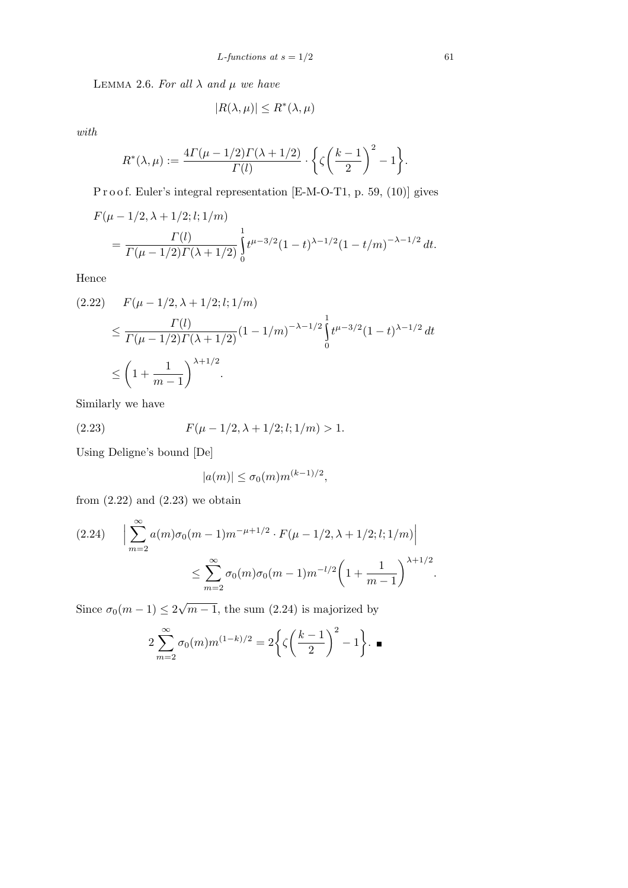LEMMA 2.6. *For all $\lambda$ and $\mu$ we have*

$$|R(\lambda,\mu)| \le R^*(\lambda,\mu)$$

*with*

$$R^*(\lambda,\mu) := \frac{4\Gamma(\mu-1/2)\Gamma(\lambda+1/2)}{\Gamma(l)} \cdot \left\{\zeta\left(\frac{k-1}{2}\right)^2 - 1\right\}.$$

Proof. Euler's integral representation [E-M-O-T1, p. 59, (10)] gives

$$F(\mu-1/2,\lambda+1/2;l;1/m) = \frac{\Gamma(l)}{\Gamma(\mu-1/2)\Gamma(\lambda+1/2)} \int_0^1 t^{\mu-3/2}(1-t)^{\lambda-1/2}(1-t/m)^{-\lambda-1/2}\,dt.$$

Hence

$$\begin{aligned}
(2.22)\qquad & F(\mu-1/2,\lambda+1/2;l;1/m) \\
&\le \frac{\Gamma(l)}{\Gamma(\mu-1/2)\Gamma(\lambda+1/2)} (1-1/m)^{-\lambda-1/2} \int_0^1 t^{\mu-3/2}(1-t)^{\lambda-1/2}\,dt \\
&\le \left(1+\frac{1}{m-1}\right)^{\lambda+1/2}.
\end{aligned}$$

Similarly we have

$$(2.23)\qquad F(\mu-1/2,\lambda+1/2;l;1/m) > 1.$$

Using Deligne's bound [De]

$$|a(m)| \le \sigma_0(m) m^{(k-1)/2},$$

from (2.22) and (2.23) we obtain

$$\begin{aligned}
(2.24)\qquad & \Big|\sum_{m=2}^{\infty} a(m)\sigma_0(m-1)m^{-\mu+1/2} \cdot F(\mu-1/2,\lambda+1/2;l;1/m)\Big| \\
&\qquad\le \sum_{m=2}^{\infty} \sigma_0(m)\sigma_0(m-1)m^{-l/2}\left(1+\frac{1}{m-1}\right)^{\lambda+1/2}.
\end{aligned}$$

Since $\sigma_0(m-1) \le 2\sqrt{m-1}$, the sum (2.24) is majorized by

$$2\sum_{m=2}^{\infty} \sigma_0(m) m^{(1-k)/2} = 2\left\{\zeta\left(\frac{k-1}{2}\right)^2 - 1\right\}. \ \blacksquare$$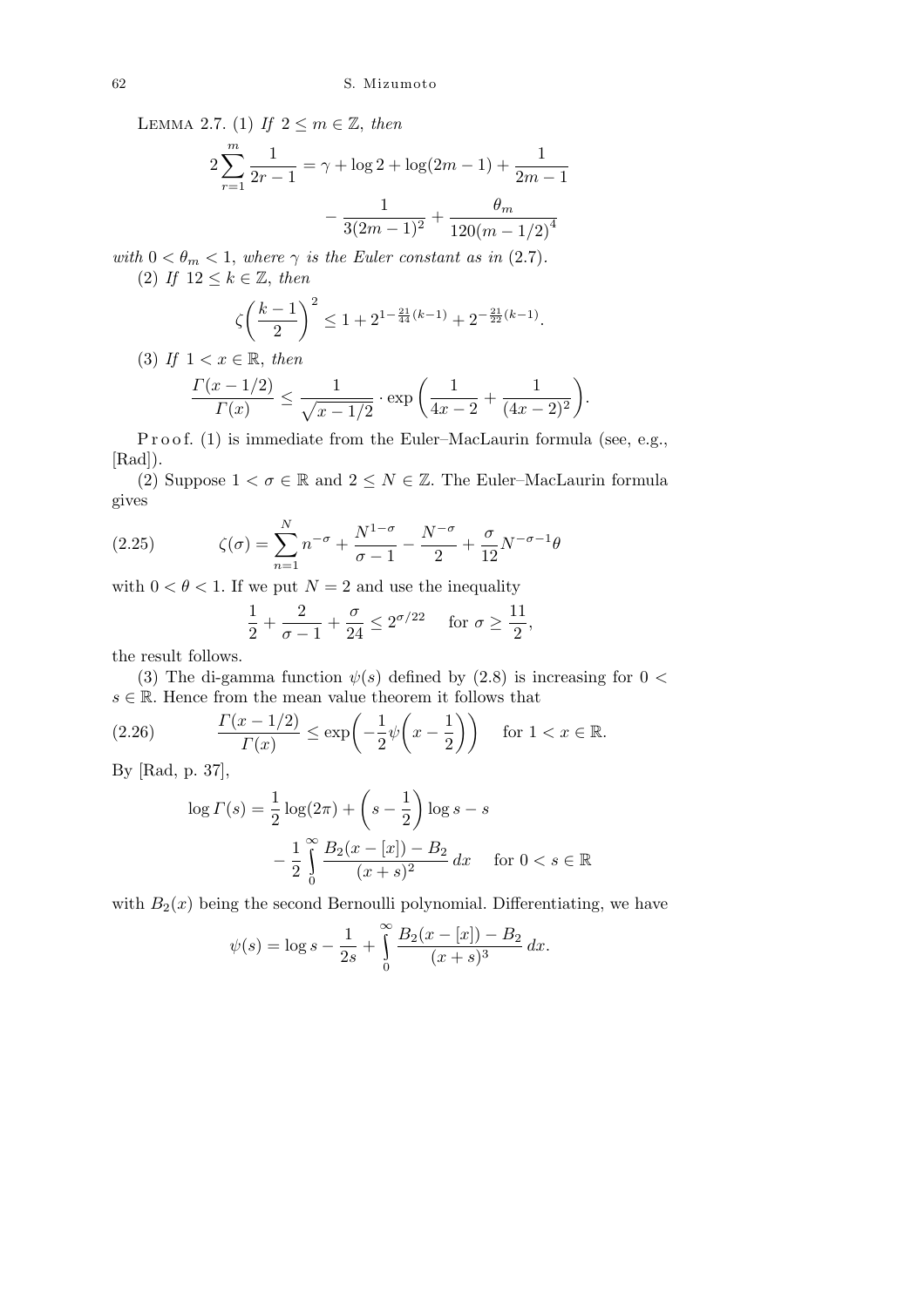LEMMA 2.7. (1) *If* $2 \le m \in \mathbb{Z}$, *then*

$$2\sum_{r=1}^{m} \frac{1}{2r-1} = \gamma + \log 2 + \log(2m-1) + \frac{1}{2m-1} - \frac{1}{3(2m-1)^2} + \frac{\theta_m}{120(m-1/2)^4}$$

*with* $0 < \theta_m < 1$, *where* $\gamma$ *is the Euler constant as in* (2.7).

(2) *If* $12 \le k \in \mathbb{Z}$, *then*

$$\zeta\left(\frac{k-1}{2}\right)^2 \le 1 + 2^{1-\frac{21}{44}(k-1)} + 2^{-\frac{21}{22}(k-1)}.$$

(3) *If* $1 < x \in \mathbb{R}$, *then*

$$\frac{\Gamma(x-1/2)}{\Gamma(x)} \le \frac{1}{\sqrt{x-1/2}} \cdot \exp\left(\frac{1}{4x-2} + \frac{1}{(4x-2)^2}\right).$$

Proof. (1) is immediate from the Euler–MacLaurin formula (see, e.g., [Rad]).

(2) Suppose $1 < \sigma \in \mathbb{R}$ and $2 \le N \in \mathbb{Z}$. The Euler–MacLaurin formula gives

$$\zeta(\sigma) = \sum_{n=1}^{N} n^{-\sigma} + \frac{N^{1-\sigma}}{\sigma-1} - \frac{N^{-\sigma}}{2} + \frac{\sigma}{12}N^{-\sigma-1}\theta \tag{2.25}$$

with $0 < \theta < 1$. If we put $N = 2$ and use the inequality

$$\frac{1}{2} + \frac{2}{\sigma-1} + \frac{\sigma}{24} \le 2^{\sigma/22} \quad \text{ for } \sigma \ge \frac{11}{2},$$

the result follows.

(3) The di-gamma function $\psi(s)$ defined by (2.8) is increasing for $0 < s \in \mathbb{R}$. Hence from the mean value theorem it follows that

$$\frac{\Gamma(x-1/2)}{\Gamma(x)} \le \exp\left(-\frac{1}{2}\psi\left(x-\frac{1}{2}\right)\right) \quad \text{ for } 1 < x \in \mathbb{R}. \tag{2.26}$$

By [Rad, p. 37],

$$\log \Gamma(s) = \frac{1}{2}\log(2\pi) + \left(s - \frac{1}{2}\right)\log s - s - \frac{1}{2}\int_0^\infty \frac{B_2(x-[x]) - B_2}{(x+s)^2}\,dx \quad \text{ for } 0 < s \in \mathbb{R}$$

with $B_2(x)$ being the second Bernoulli polynomial. Differentiating, we have

$$\psi(s) = \log s - \frac{1}{2s} + \int_0^\infty \frac{B_2(x-[x]) - B_2}{(x+s)^3}\,dx.$$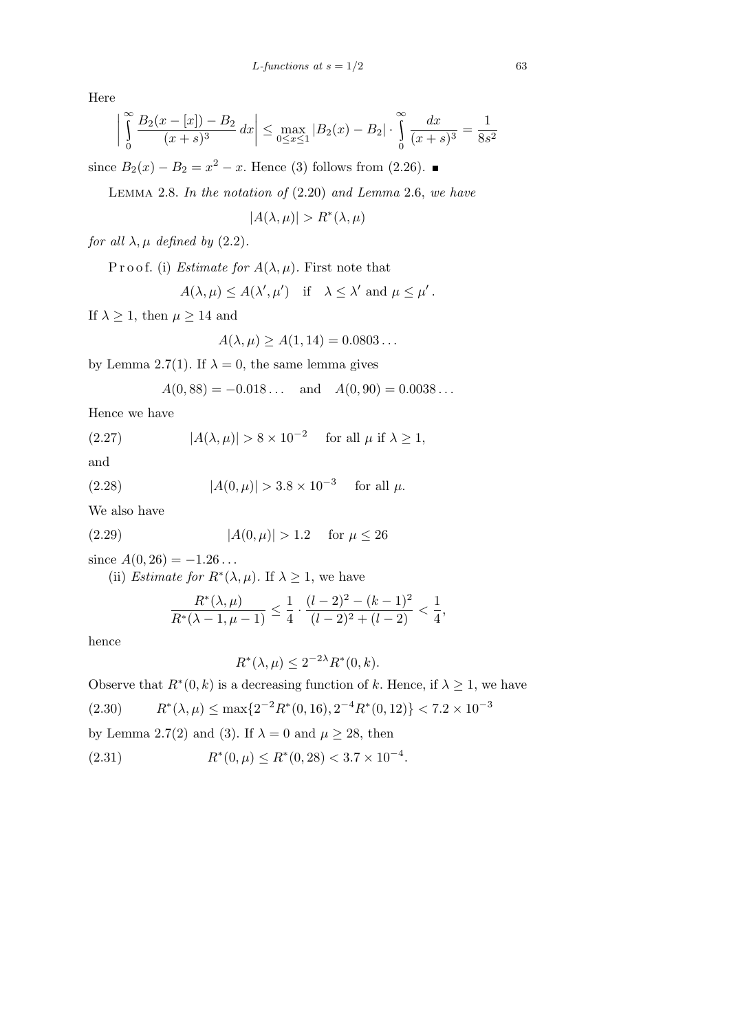Here

$$\left|\int_0^\infty \frac{B_2(x-[x])-B_2}{(x+s)^3}\,dx\right| \le \max_{0\le x\le 1}|B_2(x)-B_2|\cdot \int_0^\infty \frac{dx}{(x+s)^3} = \frac{1}{8s^2}$$

since $B_2(x)-B_2 = x^2-x$. Hence (3) follows from (2.26). ∎

Lemma 2.8. *In the notation of* (2.20) *and Lemma* 2.6, *we have*

$$|A(\lambda,\mu)| > R^*(\lambda,\mu)$$

*for all* $\lambda,\mu$ *defined by* (2.2).

Proof. (i) *Estimate for* $A(\lambda,\mu)$. First note that

$$A(\lambda,\mu)\le A(\lambda',\mu') \quad \text{if} \quad \lambda\le\lambda' \text{ and } \mu\le\mu'.$$

If $\lambda\ge 1$, then $\mu\ge 14$ and

$$A(\lambda,\mu)\ge A(1,14) = 0.0803\ldots$$

by Lemma 2.7(1). If $\lambda=0$, the same lemma gives

$$A(0,88) = -0.018\ldots \quad \text{and} \quad A(0,90) = 0.0038\ldots$$

Hence we have

$$|A(\lambda,\mu)| > 8\times 10^{-2} \quad \text{for all } \mu \text{ if } \lambda\ge 1, \tag{2.27}$$

and

$$|A(0,\mu)| > 3.8\times 10^{-3} \quad \text{for all } \mu. \tag{2.28}$$

We also have

$$|A(0,\mu)| > 1.2 \quad \text{for } \mu\le 26 \tag{2.29}$$

since $A(0,26) = -1.26\ldots$

(ii) *Estimate for* $R^*(\lambda,\mu)$. If $\lambda\ge 1$, we have

$$\frac{R^*(\lambda,\mu)}{R^*(\lambda-1,\mu-1)} \le \frac{1}{4}\cdot\frac{(l-2)^2-(k-1)^2}{(l-2)^2+(l-2)} < \frac{1}{4},$$

hence

$$R^*(\lambda,\mu)\le 2^{-2\lambda}R^*(0,k).$$

Observe that $R^*(0,k)$ is a decreasing function of $k$. Hence, if $\lambda\ge 1$, we have

$$R^*(\lambda,\mu)\le \max\{2^{-2}R^*(0,16), 2^{-4}R^*(0,12)\} < 7.2\times 10^{-3} \tag{2.30}$$

by Lemma 2.7(2) and (3). If $\lambda=0$ and $\mu\ge 28$, then

$$R^*(0,\mu)\le R^*(0,28) < 3.7\times 10^{-4}. \tag{2.31}$$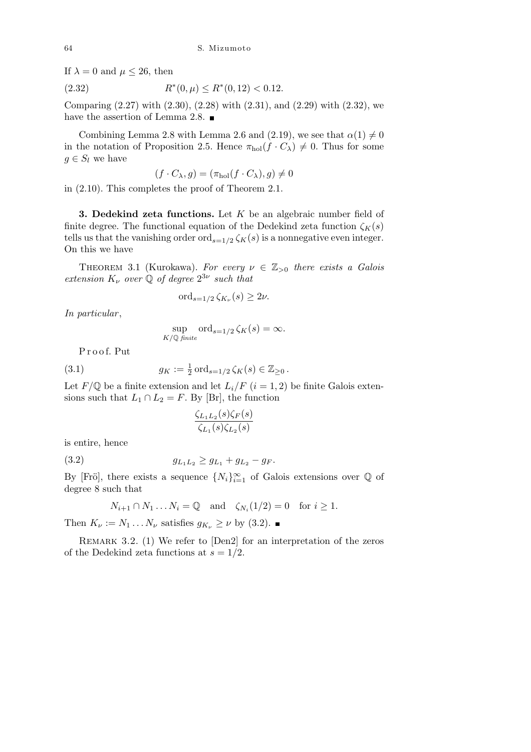If $\lambda = 0$ and $\mu \le 26$, then

$$R^*(0,\mu) \le R^*(0,12) < 0.12. \tag{2.32}$$

Comparing (2.27) with (2.30), (2.28) with (2.31), and (2.29) with (2.32), we have the assertion of Lemma 2.8. ∎

Combining Lemma 2.8 with Lemma 2.6 and (2.19), we see that $\alpha(1) \neq 0$ in the notation of Proposition 2.5. Hence $\pi_{\mathrm{hol}}(f \cdot C_\lambda) \neq 0$. Thus for some $g \in S_l$ we have

$$(f \cdot C_\lambda, g) = (\pi_{\mathrm{hol}}(f \cdot C_\lambda), g) \neq 0$$

in (2.10). This completes the proof of Theorem 2.1.

**3. Dedekind zeta functions.** Let $K$ be an algebraic number field of finite degree. The functional equation of the Dedekind zeta function $\zeta_K(s)$ tells us that the vanishing order $\mathrm{ord}_{s=1/2}\,\zeta_K(s)$ is a nonnegative even integer. On this we have

Theorem 3.1 (Kurokawa). *For every $\nu \in \mathbb{Z}_{>0}$ there exists a Galois extension $K_\nu$ over $\mathbb{Q}$ of degree $2^{3\nu}$ such that*

$$\mathrm{ord}_{s=1/2}\,\zeta_{K_\nu}(s) \ge 2\nu.$$

*In particular*,

$$\sup_{K/\mathbb{Q}\ \mathit{finite}} \mathrm{ord}_{s=1/2}\,\zeta_K(s) = \infty.$$

Proof. Put

$$g_K := \tfrac{1}{2}\,\mathrm{ord}_{s=1/2}\,\zeta_K(s) \in \mathbb{Z}_{\ge 0}\,. \tag{3.1}$$

Let $F/\mathbb{Q}$ be a finite extension and let $L_i/F$ $(i = 1, 2)$ be finite Galois extensions such that $L_1 \cap L_2 = F$. By [Br], the function

$$\frac{\zeta_{L_1L_2}(s)\zeta_F(s)}{\zeta_{L_1}(s)\zeta_{L_2}(s)}$$

is entire, hence

$$g_{L_1L_2} \ge g_{L_1} + g_{L_2} - g_F. \tag{3.2}$$

By [Frö], there exists a sequence $\{N_i\}_{i=1}^{\infty}$ of Galois extensions over $\mathbb{Q}$ of degree 8 such that

$$N_{i+1} \cap N_1 \ldots N_i = \mathbb{Q} \quad \text{and} \quad \zeta_{N_i}(1/2) = 0 \quad \text{for } i \ge 1.$$

Then $K_\nu := N_1 \ldots N_\nu$ satisfies $g_{K_\nu} \ge \nu$ by (3.2). ∎

Remark 3.2. (1) We refer to [Den2] for an interpretation of the zeros of the Dedekind zeta functions at $s = 1/2$.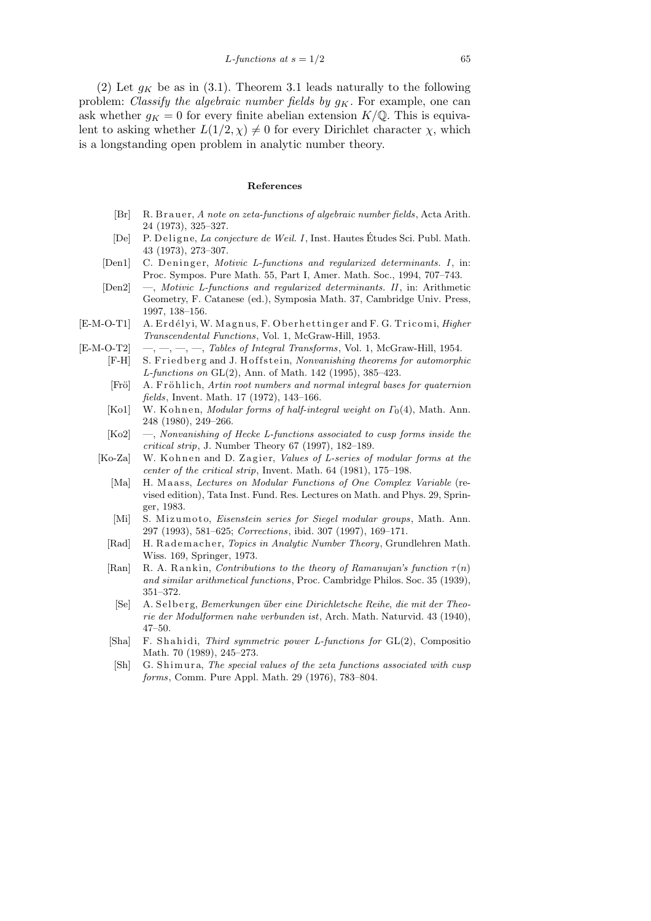(2) Let $g_K$ be as in (3.1). Theorem 3.1 leads naturally to the following problem: *Classify the algebraic number fields by $g_K$*. For example, one can ask whether $g_K = 0$ for every finite abelian extension $K/\mathbb{Q}$. This is equivalent to asking whether $L(1/2, \chi) \neq 0$ for every Dirichlet character $\chi$, which is a longstanding open problem in analytic number theory.

## References

- [Br] R. Brauer, *A note on zeta-functions of algebraic number fields*, Acta Arith. 24 (1973), 325–327.
- [De] P. Deligne, *La conjecture de Weil. I*, Inst. Hautes Études Sci. Publ. Math. 43 (1973), 273–307.
- [Den1] C. Deninger, *Motivic L-functions and regularized determinants. I*, in: Proc. Sympos. Pure Math. 55, Part I, Amer. Math. Soc., 1994, 707–743.
- [Den2] —, *Motivic L-functions and regularized determinants. II*, in: Arithmetic Geometry, F. Catanese (ed.), Symposia Math. 37, Cambridge Univ. Press, 1997, 138–156.
- [E-M-O-T1] A. Erdélyi, W. Magnus, F. Oberhettinger and F. G. Tricomi, *Higher Transcendental Functions*, Vol. 1, McGraw-Hill, 1953.
- [E-M-O-T2] —, —, —, —, *Tables of Integral Transforms*, Vol. 1, McGraw-Hill, 1954.
- [F-H] S. Friedberg and J. Hoffstein, *Nonvanishing theorems for automorphic L-functions on* GL(2), Ann. of Math. 142 (1995), 385–423.
- [Frö] A. Fröhlich, *Artin root numbers and normal integral bases for quaternion fields*, Invent. Math. 17 (1972), 143–166.
- [Ko1] W. Kohnen, *Modular forms of half-integral weight on $\Gamma_0(4)$*, Math. Ann. 248 (1980), 249–266.
- [Ko2] —, *Nonvanishing of Hecke L-functions associated to cusp forms inside the critical strip*, J. Number Theory 67 (1997), 182–189.
- [Ko-Za] W. Kohnen and D. Zagier, *Values of L-series of modular forms at the center of the critical strip*, Invent. Math. 64 (1981), 175–198.
- [Ma] H. Maass, *Lectures on Modular Functions of One Complex Variable* (revised edition), Tata Inst. Fund. Res. Lectures on Math. and Phys. 29, Springer, 1983.
- [Mi] S. Mizumoto, *Eisenstein series for Siegel modular groups*, Math. Ann. 297 (1993), 581–625; *Corrections*, ibid. 307 (1997), 169–171.
- [Rad] H. Rademacher, *Topics in Analytic Number Theory*, Grundlehren Math. Wiss. 169, Springer, 1973.
- [Ran] R. A. Rankin, *Contributions to the theory of Ramanujan's function $\tau(n)$ and similar arithmetical functions*, Proc. Cambridge Philos. Soc. 35 (1939), 351–372.
- [Se] A. Selberg, *Bemerkungen über eine Dirichletsche Reihe, die mit der Theorie der Modulformen nahe verbunden ist*, Arch. Math. Naturvid. 43 (1940), 47–50.
- [Sha] F. Shahidi, *Third symmetric power L-functions for* GL(2), Compositio Math. 70 (1989), 245–273.
- [Sh] G. Shimura, *The special values of the zeta functions associated with cusp forms*, Comm. Pure Appl. Math. 29 (1976), 783–804.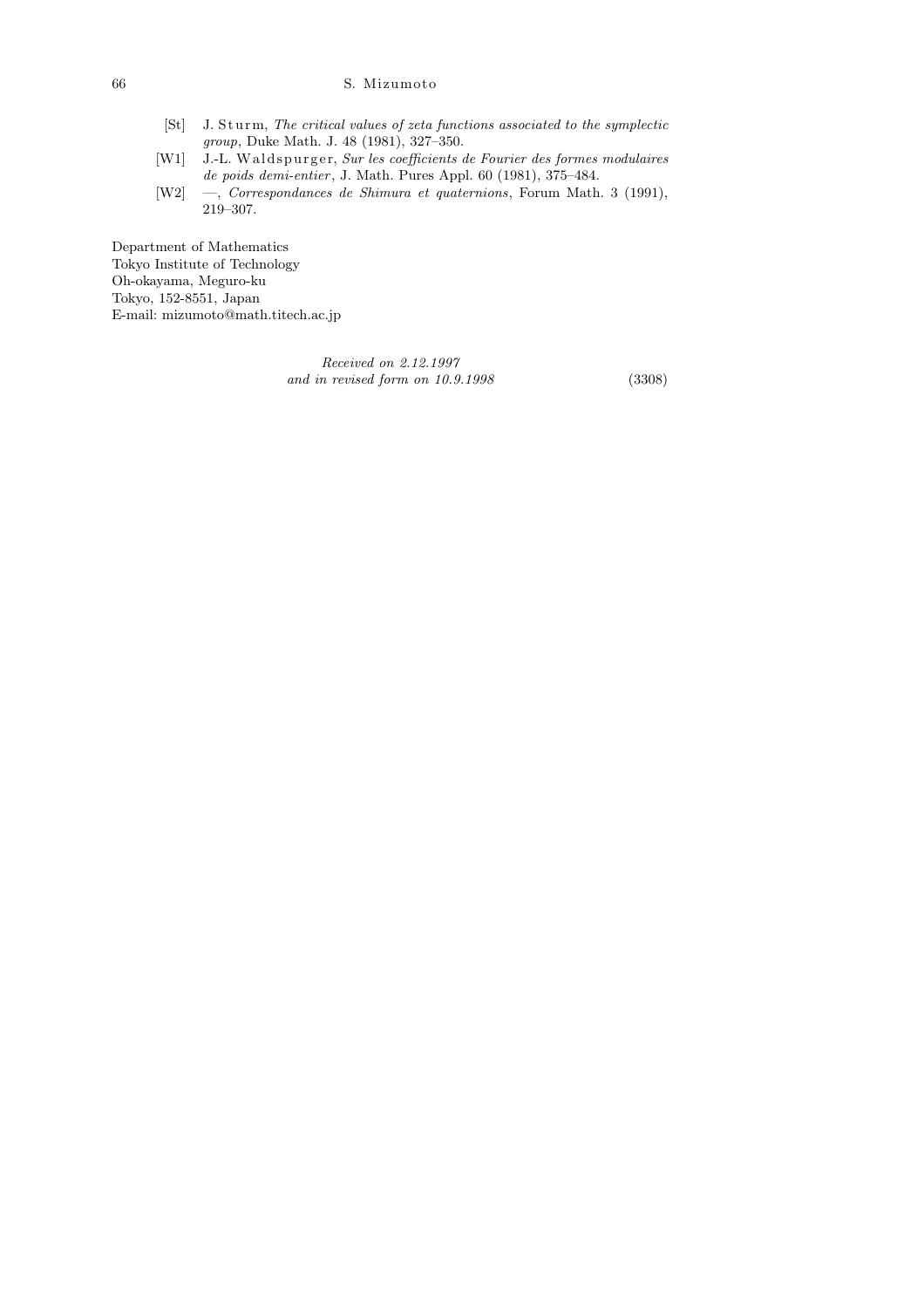[St] J. Sturm, *The critical values of zeta functions associated to the symplectic group*, Duke Math. J. 48 (1981), 327–350.

[W1] J.-L. Waldspurger, *Sur les coefficients de Fourier des formes modulaires de poids demi-entier*, J. Math. Pures Appl. 60 (1981), 375–484.

[W2] —, *Correspondances de Shimura et quaternions*, Forum Math. 3 (1991), 219–307.

Department of Mathematics
Tokyo Institute of Technology
Oh-okayama, Meguro-ku
Tokyo, 152-8551, Japan
E-mail: mizumoto@math.titech.ac.jp

*Received on 2.12.1997*
*and in revised form on 10.9.1998* (3308)